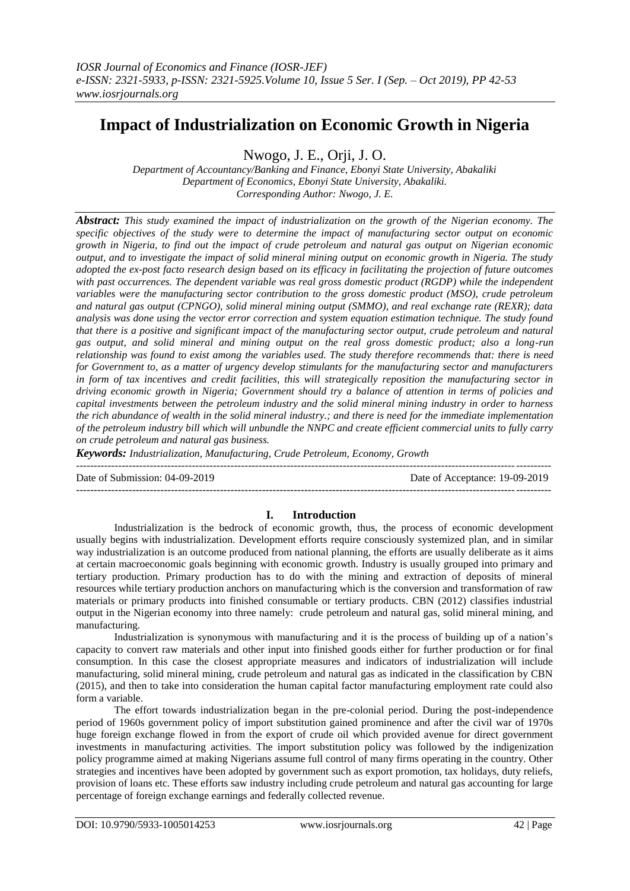# Impact of Industrialization on Economic Growth in Nigeria

Nwogo, J. E., Orji, J. O.

*Department of Accountancy/Banking and Finance, Ebonyi State University, Abakaliki*
*Department of Economics, Ebonyi State University, Abakaliki.*
*Corresponding Author: Nwogo, J. E.*

***Abstract:*** *This study examined the impact of industrialization on the growth of the Nigerian economy. The specific objectives of the study were to determine the impact of manufacturing sector output on economic growth in Nigeria, to find out the impact of crude petroleum and natural gas output on Nigerian economic output, and to investigate the impact of solid mineral mining output on economic growth in Nigeria. The study adopted the ex-post facto research design based on its efficacy in facilitating the projection of future outcomes with past occurrences. The dependent variable was real gross domestic product (RGDP) while the independent variables were the manufacturing sector contribution to the gross domestic product (MSO), crude petroleum and natural gas output (CPNGO), solid mineral mining output (SMMO), and real exchange rate (REXR); data analysis was done using the vector error correction and system equation estimation technique. The study found that there is a positive and significant impact of the manufacturing sector output, crude petroleum and natural gas output, and solid mineral and mining output on the real gross domestic product; also a long-run relationship was found to exist among the variables used. The study therefore recommends that: there is need for Government to, as a matter of urgency develop stimulants for the manufacturing sector and manufacturers in form of tax incentives and credit facilities, this will strategically reposition the manufacturing sector in driving economic growth in Nigeria; Government should try a balance of attention in terms of policies and capital investments between the petroleum industry and the solid mineral mining industry in order to harness the rich abundance of wealth in the solid mineral industry.; and there is need for the immediate implementation of the petroleum industry bill which will unbundle the NNPC and create efficient commercial units to fully carry on crude petroleum and natural gas business.*

***Keywords:*** *Industrialization, Manufacturing, Crude Petroleum, Economy, Growth*

Date of Submission: 04-09-2019 | Date of Acceptance: 19-09-2019

## I. Introduction

Industrialization is the bedrock of economic growth, thus, the process of economic development usually begins with industrialization. Development efforts require consciously systemized plan, and in similar way industrialization is an outcome produced from national planning, the efforts are usually deliberate as it aims at certain macroeconomic goals beginning with economic growth. Industry is usually grouped into primary and tertiary production. Primary production has to do with the mining and extraction of deposits of mineral resources while tertiary production anchors on manufacturing which is the conversion and transformation of raw materials or primary products into finished consumable or tertiary products. CBN (2012) classifies industrial output in the Nigerian economy into three namely: crude petroleum and natural gas, solid mineral mining, and manufacturing.

Industrialization is synonymous with manufacturing and it is the process of building up of a nation's capacity to convert raw materials and other input into finished goods either for further production or for final consumption. In this case the closest appropriate measures and indicators of industrialization will include manufacturing, solid mineral mining, crude petroleum and natural gas as indicated in the classification by CBN (2015), and then to take into consideration the human capital factor manufacturing employment rate could also form a variable.

The effort towards industrialization began in the pre-colonial period. During the post-independence period of 1960s government policy of import substitution gained prominence and after the civil war of 1970s huge foreign exchange flowed in from the export of crude oil which provided avenue for direct government investments in manufacturing activities. The import substitution policy was followed by the indigenization policy programme aimed at making Nigerians assume full control of many firms operating in the country. Other strategies and incentives have been adopted by government such as export promotion, tax holidays, duty reliefs, provision of loans etc. These efforts saw industry including crude petroleum and natural gas accounting for large percentage of foreign exchange earnings and federally collected revenue.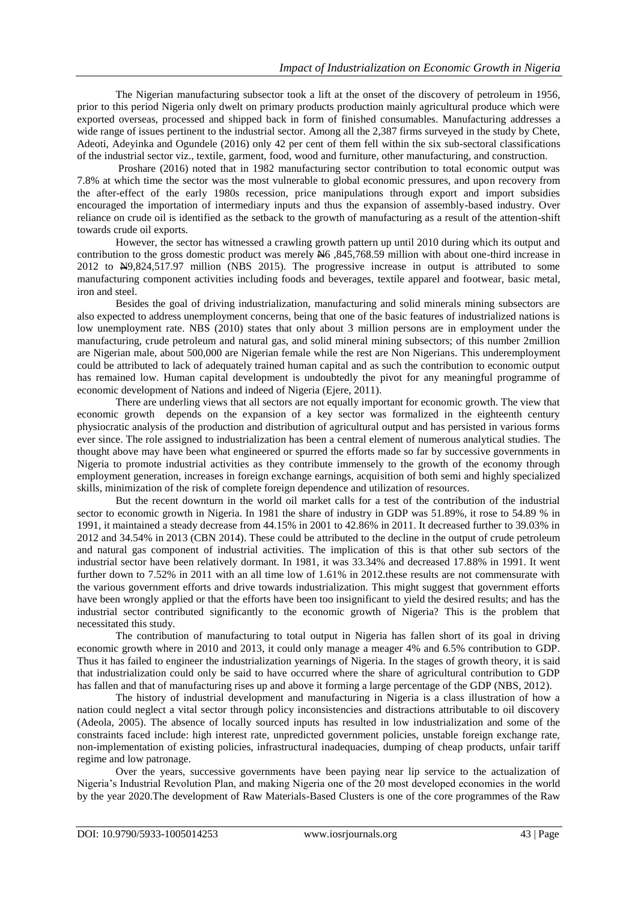The Nigerian manufacturing subsector took a lift at the onset of the discovery of petroleum in 1956, prior to this period Nigeria only dwelt on primary products production mainly agricultural produce which were exported overseas, processed and shipped back in form of finished consumables. Manufacturing addresses a wide range of issues pertinent to the industrial sector. Among all the 2,387 firms surveyed in the study by Chete, Adeoti, Adeyinka and Ogundele (2016) only 42 per cent of them fell within the six sub-sectoral classifications of the industrial sector viz., textile, garment, food, wood and furniture, other manufacturing, and construction.

Proshare (2016) noted that in 1982 manufacturing sector contribution to total economic output was 7.8% at which time the sector was the most vulnerable to global economic pressures, and upon recovery from the after-effect of the early 1980s recession, price manipulations through export and import subsidies encouraged the importation of intermediary inputs and thus the expansion of assembly-based industry. Over reliance on crude oil is identified as the setback to the growth of manufacturing as a result of the attention-shift towards crude oil exports.

However, the sector has witnessed a crawling growth pattern up until 2010 during which its output and contribution to the gross domestic product was merely ₦6 ,845,768.59 million with about one-third increase in 2012 to ₦9,824,517.97 million (NBS 2015). The progressive increase in output is attributed to some manufacturing component activities including foods and beverages, textile apparel and footwear, basic metal, iron and steel.

Besides the goal of driving industrialization, manufacturing and solid minerals mining subsectors are also expected to address unemployment concerns, being that one of the basic features of industrialized nations is low unemployment rate. NBS (2010) states that only about 3 million persons are in employment under the manufacturing, crude petroleum and natural gas, and solid mineral mining subsectors; of this number 2million are Nigerian male, about 500,000 are Nigerian female while the rest are Non Nigerians. This underemployment could be attributed to lack of adequately trained human capital and as such the contribution to economic output has remained low. Human capital development is undoubtedly the pivot for any meaningful programme of economic development of Nations and indeed of Nigeria (Ejere, 2011).

There are underling views that all sectors are not equally important for economic growth. The view that economic growth depends on the expansion of a key sector was formalized in the eighteenth century physiocratic analysis of the production and distribution of agricultural output and has persisted in various forms ever since. The role assigned to industrialization has been a central element of numerous analytical studies. The thought above may have been what engineered or spurred the efforts made so far by successive governments in Nigeria to promote industrial activities as they contribute immensely to the growth of the economy through employment generation, increases in foreign exchange earnings, acquisition of both semi and highly specialized skills, minimization of the risk of complete foreign dependence and utilization of resources.

But the recent downturn in the world oil market calls for a test of the contribution of the industrial sector to economic growth in Nigeria. In 1981 the share of industry in GDP was 51.89%, it rose to 54.89 % in 1991, it maintained a steady decrease from 44.15% in 2001 to 42.86% in 2011. It decreased further to 39.03% in 2012 and 34.54% in 2013 (CBN 2014). These could be attributed to the decline in the output of crude petroleum and natural gas component of industrial activities. The implication of this is that other sub sectors of the industrial sector have been relatively dormant. In 1981, it was 33.34% and decreased 17.88% in 1991. It went further down to 7.52% in 2011 with an all time low of 1.61% in 2012.these results are not commensurate with the various government efforts and drive towards industrialization. This might suggest that government efforts have been wrongly applied or that the efforts have been too insignificant to yield the desired results; and has the industrial sector contributed significantly to the economic growth of Nigeria? This is the problem that necessitated this study.

The contribution of manufacturing to total output in Nigeria has fallen short of its goal in driving economic growth where in 2010 and 2013, it could only manage a meager 4% and 6.5% contribution to GDP. Thus it has failed to engineer the industrialization yearnings of Nigeria. In the stages of growth theory, it is said that industrialization could only be said to have occurred where the share of agricultural contribution to GDP has fallen and that of manufacturing rises up and above it forming a large percentage of the GDP (NBS, 2012).

The history of industrial development and manufacturing in Nigeria is a class illustration of how a nation could neglect a vital sector through policy inconsistencies and distractions attributable to oil discovery (Adeola, 2005). The absence of locally sourced inputs has resulted in low industrialization and some of the constraints faced include: high interest rate, unpredicted government policies, unstable foreign exchange rate, non-implementation of existing policies, infrastructural inadequacies, dumping of cheap products, unfair tariff regime and low patronage.

Over the years, successive governments have been paying near lip service to the actualization of Nigeria's Industrial Revolution Plan, and making Nigeria one of the 20 most developed economies in the world by the year 2020.The development of Raw Materials-Based Clusters is one of the core programmes of the Raw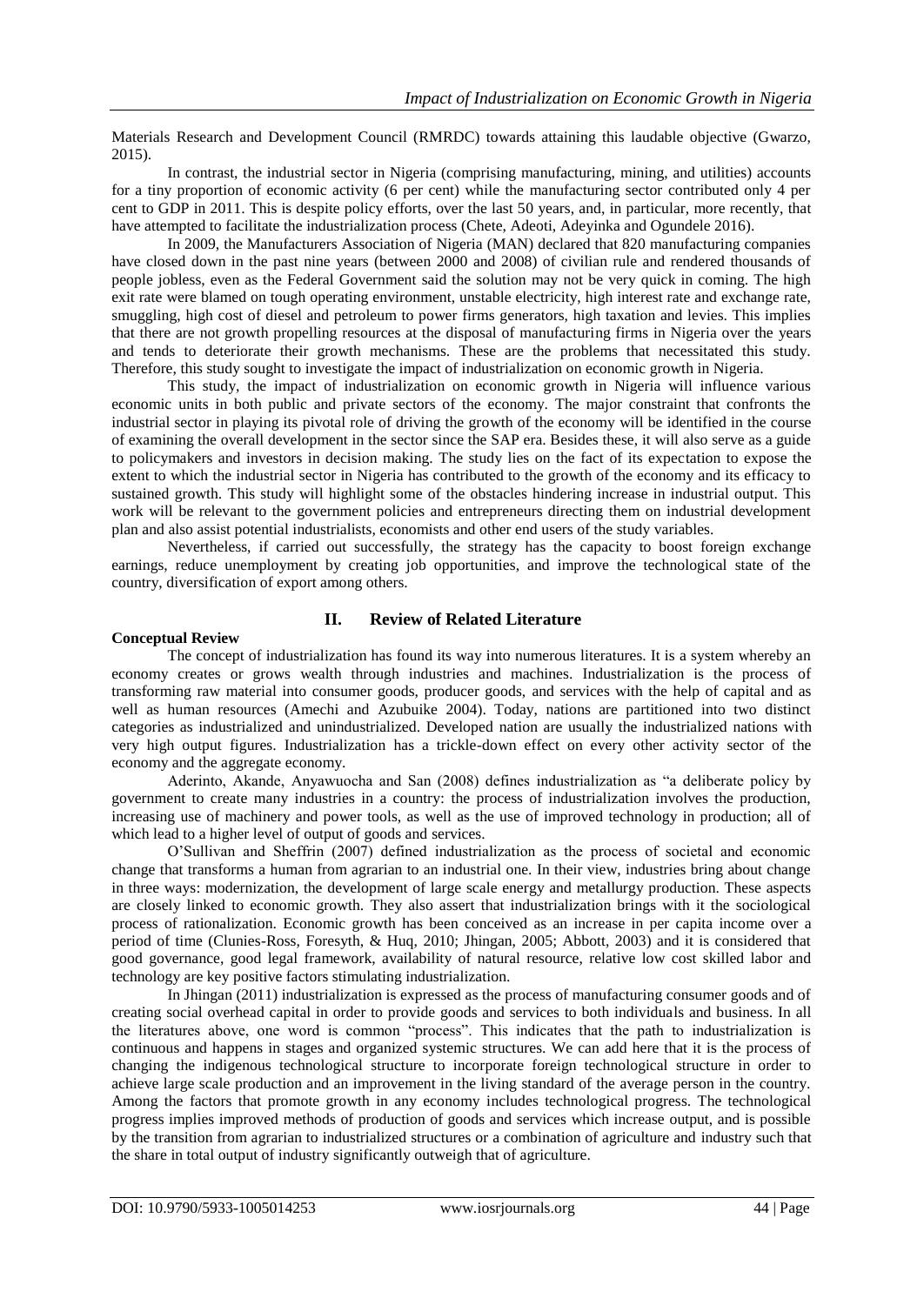Materials Research and Development Council (RMRDC) towards attaining this laudable objective (Gwarzo, 2015).

In contrast, the industrial sector in Nigeria (comprising manufacturing, mining, and utilities) accounts for a tiny proportion of economic activity (6 per cent) while the manufacturing sector contributed only 4 per cent to GDP in 2011. This is despite policy efforts, over the last 50 years, and, in particular, more recently, that have attempted to facilitate the industrialization process (Chete, Adeoti, Adeyinka and Ogundele 2016).

In 2009, the Manufacturers Association of Nigeria (MAN) declared that 820 manufacturing companies have closed down in the past nine years (between 2000 and 2008) of civilian rule and rendered thousands of people jobless, even as the Federal Government said the solution may not be very quick in coming. The high exit rate were blamed on tough operating environment, unstable electricity, high interest rate and exchange rate, smuggling, high cost of diesel and petroleum to power firms generators, high taxation and levies. This implies that there are not growth propelling resources at the disposal of manufacturing firms in Nigeria over the years and tends to deteriorate their growth mechanisms. These are the problems that necessitated this study. Therefore, this study sought to investigate the impact of industrialization on economic growth in Nigeria.

This study, the impact of industrialization on economic growth in Nigeria will influence various economic units in both public and private sectors of the economy. The major constraint that confronts the industrial sector in playing its pivotal role of driving the growth of the economy will be identified in the course of examining the overall development in the sector since the SAP era. Besides these, it will also serve as a guide to policymakers and investors in decision making. The study lies on the fact of its expectation to expose the extent to which the industrial sector in Nigeria has contributed to the growth of the economy and its efficacy to sustained growth. This study will highlight some of the obstacles hindering increase in industrial output. This work will be relevant to the government policies and entrepreneurs directing them on industrial development plan and also assist potential industrialists, economists and other end users of the study variables.

Nevertheless, if carried out successfully, the strategy has the capacity to boost foreign exchange earnings, reduce unemployment by creating job opportunities, and improve the technological state of the country, diversification of export among others.

## II. Review of Related Literature

### Conceptual Review

The concept of industrialization has found its way into numerous literatures. It is a system whereby an economy creates or grows wealth through industries and machines. Industrialization is the process of transforming raw material into consumer goods, producer goods, and services with the help of capital and as well as human resources (Amechi and Azubuike 2004). Today, nations are partitioned into two distinct categories as industrialized and unindustrialized. Developed nation are usually the industrialized nations with very high output figures. Industrialization has a trickle-down effect on every other activity sector of the economy and the aggregate economy.

Aderinto, Akande, Anyawuocha and San (2008) defines industrialization as "a deliberate policy by government to create many industries in a country: the process of industrialization involves the production, increasing use of machinery and power tools, as well as the use of improved technology in production; all of which lead to a higher level of output of goods and services.

O'Sullivan and Sheffrin (2007) defined industrialization as the process of societal and economic change that transforms a human from agrarian to an industrial one. In their view, industries bring about change in three ways: modernization, the development of large scale energy and metallurgy production. These aspects are closely linked to economic growth. They also assert that industrialization brings with it the sociological process of rationalization. Economic growth has been conceived as an increase in per capita income over a period of time (Clunies-Ross, Foresyth, & Huq, 2010; Jhingan, 2005; Abbott, 2003) and it is considered that good governance, good legal framework, availability of natural resource, relative low cost skilled labor and technology are key positive factors stimulating industrialization.

In Jhingan (2011) industrialization is expressed as the process of manufacturing consumer goods and of creating social overhead capital in order to provide goods and services to both individuals and business. In all the literatures above, one word is common "process". This indicates that the path to industrialization is continuous and happens in stages and organized systemic structures. We can add here that it is the process of changing the indigenous technological structure to incorporate foreign technological structure in order to achieve large scale production and an improvement in the living standard of the average person in the country. Among the factors that promote growth in any economy includes technological progress. The technological progress implies improved methods of production of goods and services which increase output, and is possible by the transition from agrarian to industrialized structures or a combination of agriculture and industry such that the share in total output of industry significantly outweigh that of agriculture.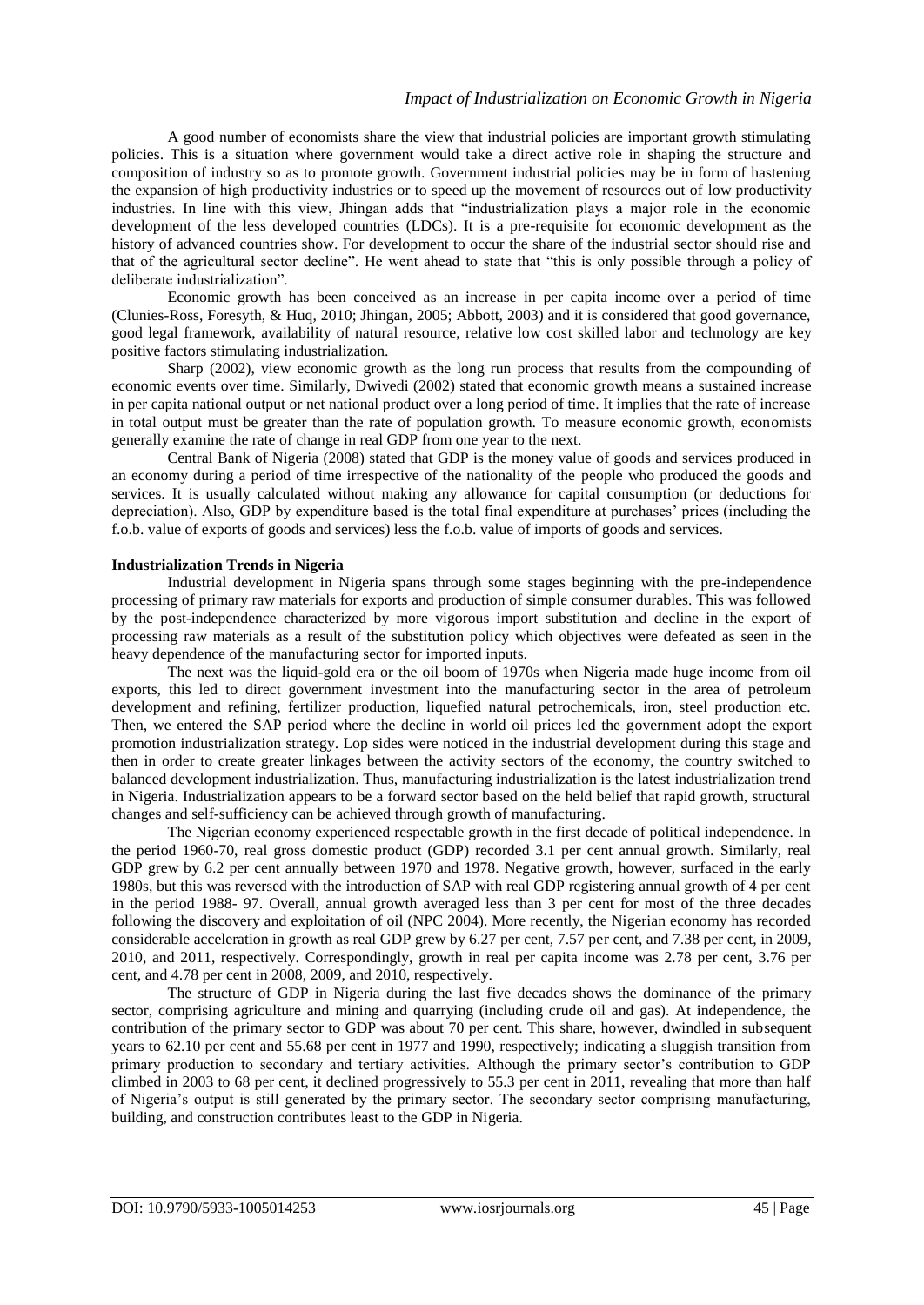A good number of economists share the view that industrial policies are important growth stimulating policies. This is a situation where government would take a direct active role in shaping the structure and composition of industry so as to promote growth. Government industrial policies may be in form of hastening the expansion of high productivity industries or to speed up the movement of resources out of low productivity industries. In line with this view, Jhingan adds that "industrialization plays a major role in the economic development of the less developed countries (LDCs). It is a pre-requisite for economic development as the history of advanced countries show. For development to occur the share of the industrial sector should rise and that of the agricultural sector decline". He went ahead to state that "this is only possible through a policy of deliberate industrialization".

Economic growth has been conceived as an increase in per capita income over a period of time (Clunies-Ross, Foresyth, & Huq, 2010; Jhingan, 2005; Abbott, 2003) and it is considered that good governance, good legal framework, availability of natural resource, relative low cost skilled labor and technology are key positive factors stimulating industrialization.

Sharp (2002), view economic growth as the long run process that results from the compounding of economic events over time. Similarly, Dwivedi (2002) stated that economic growth means a sustained increase in per capita national output or net national product over a long period of time. It implies that the rate of increase in total output must be greater than the rate of population growth. To measure economic growth, economists generally examine the rate of change in real GDP from one year to the next.

Central Bank of Nigeria (2008) stated that GDP is the money value of goods and services produced in an economy during a period of time irrespective of the nationality of the people who produced the goods and services. It is usually calculated without making any allowance for capital consumption (or deductions for depreciation). Also, GDP by expenditure based is the total final expenditure at purchases' prices (including the f.o.b. value of exports of goods and services) less the f.o.b. value of imports of goods and services.

**Industrialization Trends in Nigeria**

Industrial development in Nigeria spans through some stages beginning with the pre-independence processing of primary raw materials for exports and production of simple consumer durables. This was followed by the post-independence characterized by more vigorous import substitution and decline in the export of processing raw materials as a result of the substitution policy which objectives were defeated as seen in the heavy dependence of the manufacturing sector for imported inputs.

The next was the liquid-gold era or the oil boom of 1970s when Nigeria made huge income from oil exports, this led to direct government investment into the manufacturing sector in the area of petroleum development and refining, fertilizer production, liquefied natural petrochemicals, iron, steel production etc. Then, we entered the SAP period where the decline in world oil prices led the government adopt the export promotion industrialization strategy. Lop sides were noticed in the industrial development during this stage and then in order to create greater linkages between the activity sectors of the economy, the country switched to balanced development industrialization. Thus, manufacturing industrialization is the latest industrialization trend in Nigeria. Industrialization appears to be a forward sector based on the held belief that rapid growth, structural changes and self-sufficiency can be achieved through growth of manufacturing.

The Nigerian economy experienced respectable growth in the first decade of political independence. In the period 1960-70, real gross domestic product (GDP) recorded 3.1 per cent annual growth. Similarly, real GDP grew by 6.2 per cent annually between 1970 and 1978. Negative growth, however, surfaced in the early 1980s, but this was reversed with the introduction of SAP with real GDP registering annual growth of 4 per cent in the period 1988- 97. Overall, annual growth averaged less than 3 per cent for most of the three decades following the discovery and exploitation of oil (NPC 2004). More recently, the Nigerian economy has recorded considerable acceleration in growth as real GDP grew by 6.27 per cent, 7.57 per cent, and 7.38 per cent, in 2009, 2010, and 2011, respectively. Correspondingly, growth in real per capita income was 2.78 per cent, 3.76 per cent, and 4.78 per cent in 2008, 2009, and 2010, respectively.

The structure of GDP in Nigeria during the last five decades shows the dominance of the primary sector, comprising agriculture and mining and quarrying (including crude oil and gas). At independence, the contribution of the primary sector to GDP was about 70 per cent. This share, however, dwindled in subsequent years to 62.10 per cent and 55.68 per cent in 1977 and 1990, respectively; indicating a sluggish transition from primary production to secondary and tertiary activities. Although the primary sector's contribution to GDP climbed in 2003 to 68 per cent, it declined progressively to 55.3 per cent in 2011, revealing that more than half of Nigeria's output is still generated by the primary sector. The secondary sector comprising manufacturing, building, and construction contributes least to the GDP in Nigeria.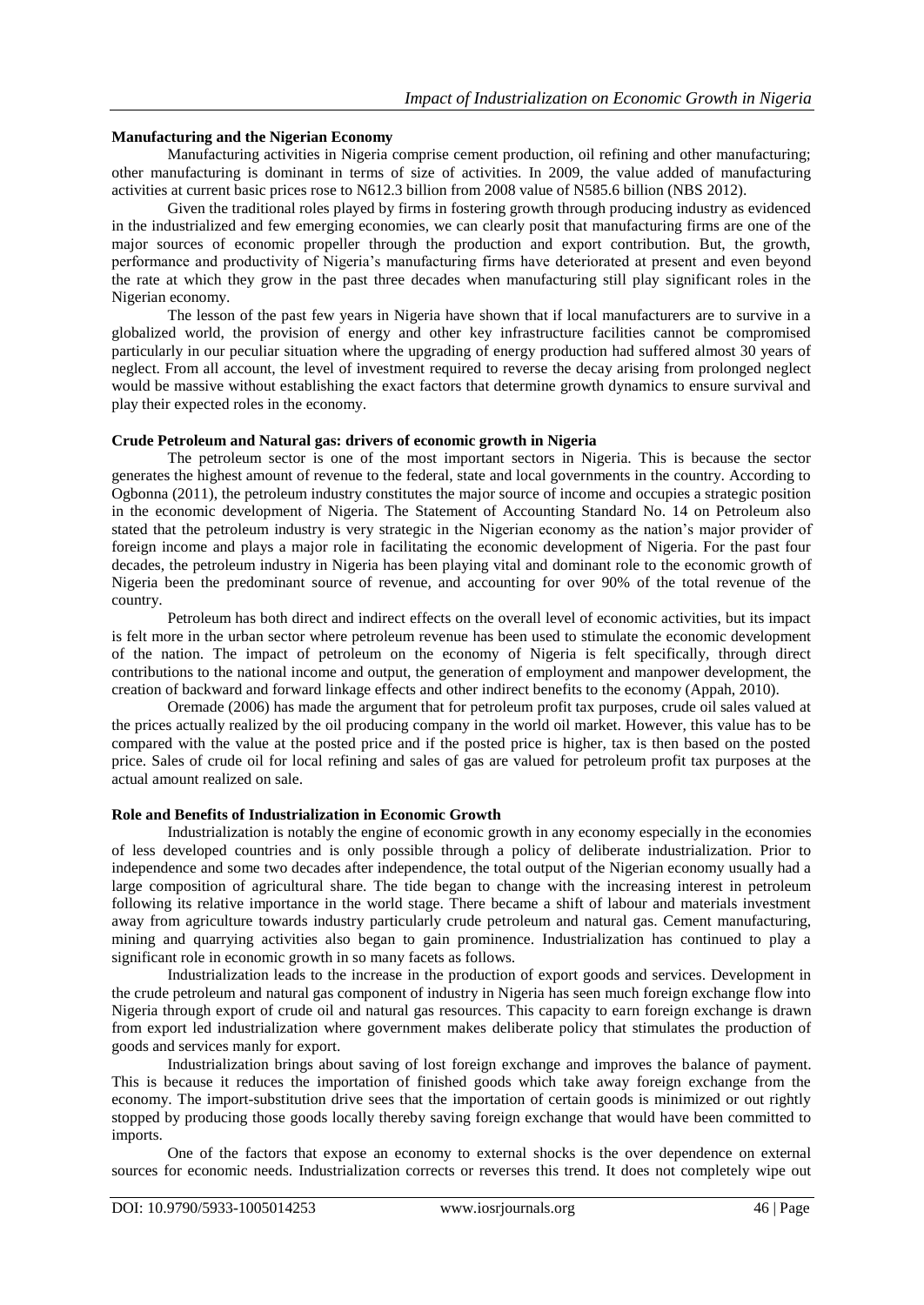**Manufacturing and the Nigerian Economy**

Manufacturing activities in Nigeria comprise cement production, oil refining and other manufacturing; other manufacturing is dominant in terms of size of activities. In 2009, the value added of manufacturing activities at current basic prices rose to N612.3 billion from 2008 value of N585.6 billion (NBS 2012).

Given the traditional roles played by firms in fostering growth through producing industry as evidenced in the industrialized and few emerging economies, we can clearly posit that manufacturing firms are one of the major sources of economic propeller through the production and export contribution. But, the growth, performance and productivity of Nigeria's manufacturing firms have deteriorated at present and even beyond the rate at which they grow in the past three decades when manufacturing still play significant roles in the Nigerian economy.

The lesson of the past few years in Nigeria have shown that if local manufacturers are to survive in a globalized world, the provision of energy and other key infrastructure facilities cannot be compromised particularly in our peculiar situation where the upgrading of energy production had suffered almost 30 years of neglect. From all account, the level of investment required to reverse the decay arising from prolonged neglect would be massive without establishing the exact factors that determine growth dynamics to ensure survival and play their expected roles in the economy.

**Crude Petroleum and Natural gas: drivers of economic growth in Nigeria**

The petroleum sector is one of the most important sectors in Nigeria. This is because the sector generates the highest amount of revenue to the federal, state and local governments in the country. According to Ogbonna (2011), the petroleum industry constitutes the major source of income and occupies a strategic position in the economic development of Nigeria. The Statement of Accounting Standard No. 14 on Petroleum also stated that the petroleum industry is very strategic in the Nigerian economy as the nation's major provider of foreign income and plays a major role in facilitating the economic development of Nigeria. For the past four decades, the petroleum industry in Nigeria has been playing vital and dominant role to the economic growth of Nigeria been the predominant source of revenue, and accounting for over 90% of the total revenue of the country.

Petroleum has both direct and indirect effects on the overall level of economic activities, but its impact is felt more in the urban sector where petroleum revenue has been used to stimulate the economic development of the nation. The impact of petroleum on the economy of Nigeria is felt specifically, through direct contributions to the national income and output, the generation of employment and manpower development, the creation of backward and forward linkage effects and other indirect benefits to the economy (Appah, 2010).

Oremade (2006) has made the argument that for petroleum profit tax purposes, crude oil sales valued at the prices actually realized by the oil producing company in the world oil market. However, this value has to be compared with the value at the posted price and if the posted price is higher, tax is then based on the posted price. Sales of crude oil for local refining and sales of gas are valued for petroleum profit tax purposes at the actual amount realized on sale.

**Role and Benefits of Industrialization in Economic Growth**

Industrialization is notably the engine of economic growth in any economy especially in the economies of less developed countries and is only possible through a policy of deliberate industrialization. Prior to independence and some two decades after independence, the total output of the Nigerian economy usually had a large composition of agricultural share. The tide began to change with the increasing interest in petroleum following its relative importance in the world stage. There became a shift of labour and materials investment away from agriculture towards industry particularly crude petroleum and natural gas. Cement manufacturing, mining and quarrying activities also began to gain prominence. Industrialization has continued to play a significant role in economic growth in so many facets as follows.

Industrialization leads to the increase in the production of export goods and services. Development in the crude petroleum and natural gas component of industry in Nigeria has seen much foreign exchange flow into Nigeria through export of crude oil and natural gas resources. This capacity to earn foreign exchange is drawn from export led industrialization where government makes deliberate policy that stimulates the production of goods and services manly for export.

Industrialization brings about saving of lost foreign exchange and improves the balance of payment. This is because it reduces the importation of finished goods which take away foreign exchange from the economy. The import-substitution drive sees that the importation of certain goods is minimized or out rightly stopped by producing those goods locally thereby saving foreign exchange that would have been committed to imports.

One of the factors that expose an economy to external shocks is the over dependence on external sources for economic needs. Industrialization corrects or reverses this trend. It does not completely wipe out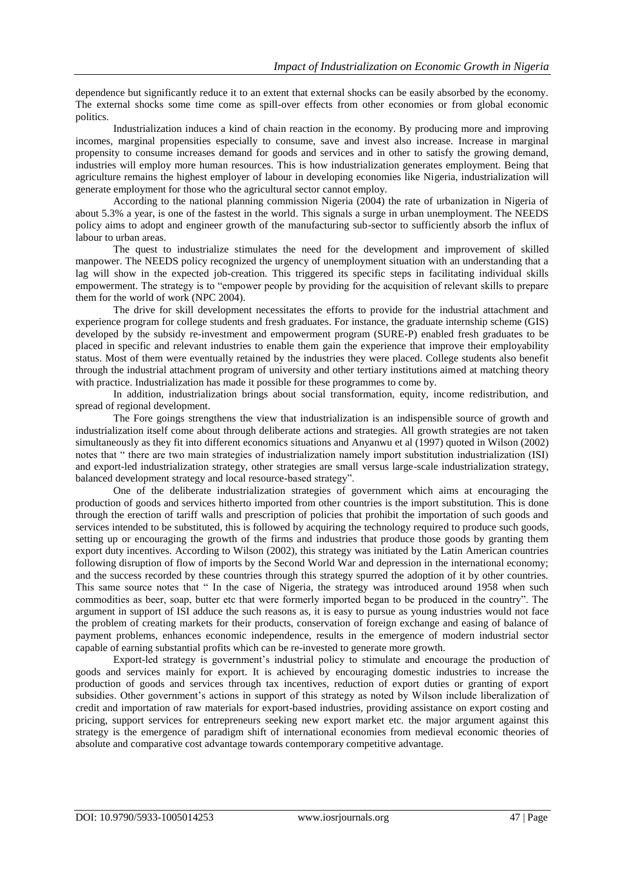dependence but significantly reduce it to an extent that external shocks can be easily absorbed by the economy. The external shocks some time come as spill-over effects from other economies or from global economic politics.

Industrialization induces a kind of chain reaction in the economy. By producing more and improving incomes, marginal propensities especially to consume, save and invest also increase. Increase in marginal propensity to consume increases demand for goods and services and in other to satisfy the growing demand, industries will employ more human resources. This is how industrialization generates employment. Being that agriculture remains the highest employer of labour in developing economies like Nigeria, industrialization will generate employment for those who the agricultural sector cannot employ.

According to the national planning commission Nigeria (2004) the rate of urbanization in Nigeria of about 5.3% a year, is one of the fastest in the world. This signals a surge in urban unemployment. The NEEDS policy aims to adopt and engineer growth of the manufacturing sub-sector to sufficiently absorb the influx of labour to urban areas.

The quest to industrialize stimulates the need for the development and improvement of skilled manpower. The NEEDS policy recognized the urgency of unemployment situation with an understanding that a lag will show in the expected job-creation. This triggered its specific steps in facilitating individual skills empowerment. The strategy is to "empower people by providing for the acquisition of relevant skills to prepare them for the world of work (NPC 2004).

The drive for skill development necessitates the efforts to provide for the industrial attachment and experience program for college students and fresh graduates. For instance, the graduate internship scheme (GIS) developed by the subsidy re-investment and empowerment program (SURE-P) enabled fresh graduates to be placed in specific and relevant industries to enable them gain the experience that improve their employability status. Most of them were eventually retained by the industries they were placed. College students also benefit through the industrial attachment program of university and other tertiary institutions aimed at matching theory with practice. Industrialization has made it possible for these programmes to come by.

In addition, industrialization brings about social transformation, equity, income redistribution, and spread of regional development.

The Fore goings strengthens the view that industrialization is an indispensible source of growth and industrialization itself come about through deliberate actions and strategies. All growth strategies are not taken simultaneously as they fit into different economics situations and Anyanwu et al (1997) quoted in Wilson (2002) notes that " there are two main strategies of industrialization namely import substitution industrialization (ISI) and export-led industrialization strategy, other strategies are small versus large-scale industrialization strategy, balanced development strategy and local resource-based strategy".

One of the deliberate industrialization strategies of government which aims at encouraging the production of goods and services hitherto imported from other countries is the import substitution. This is done through the erection of tariff walls and prescription of policies that prohibit the importation of such goods and services intended to be substituted, this is followed by acquiring the technology required to produce such goods, setting up or encouraging the growth of the firms and industries that produce those goods by granting them export duty incentives. According to Wilson (2002), this strategy was initiated by the Latin American countries following disruption of flow of imports by the Second World War and depression in the international economy; and the success recorded by these countries through this strategy spurred the adoption of it by other countries. This same source notes that " In the case of Nigeria, the strategy was introduced around 1958 when such commodities as beer, soap, butter etc that were formerly imported began to be produced in the country". The argument in support of ISI adduce the such reasons as, it is easy to pursue as young industries would not face the problem of creating markets for their products, conservation of foreign exchange and easing of balance of payment problems, enhances economic independence, results in the emergence of modern industrial sector capable of earning substantial profits which can be re-invested to generate more growth.

Export-led strategy is government's industrial policy to stimulate and encourage the production of goods and services mainly for export. It is achieved by encouraging domestic industries to increase the production of goods and services through tax incentives, reduction of export duties or granting of export subsidies. Other government's actions in support of this strategy as noted by Wilson include liberalization of credit and importation of raw materials for export-based industries, providing assistance on export costing and pricing, support services for entrepreneurs seeking new export market etc. the major argument against this strategy is the emergence of paradigm shift of international economies from medieval economic theories of absolute and comparative cost advantage towards contemporary competitive advantage.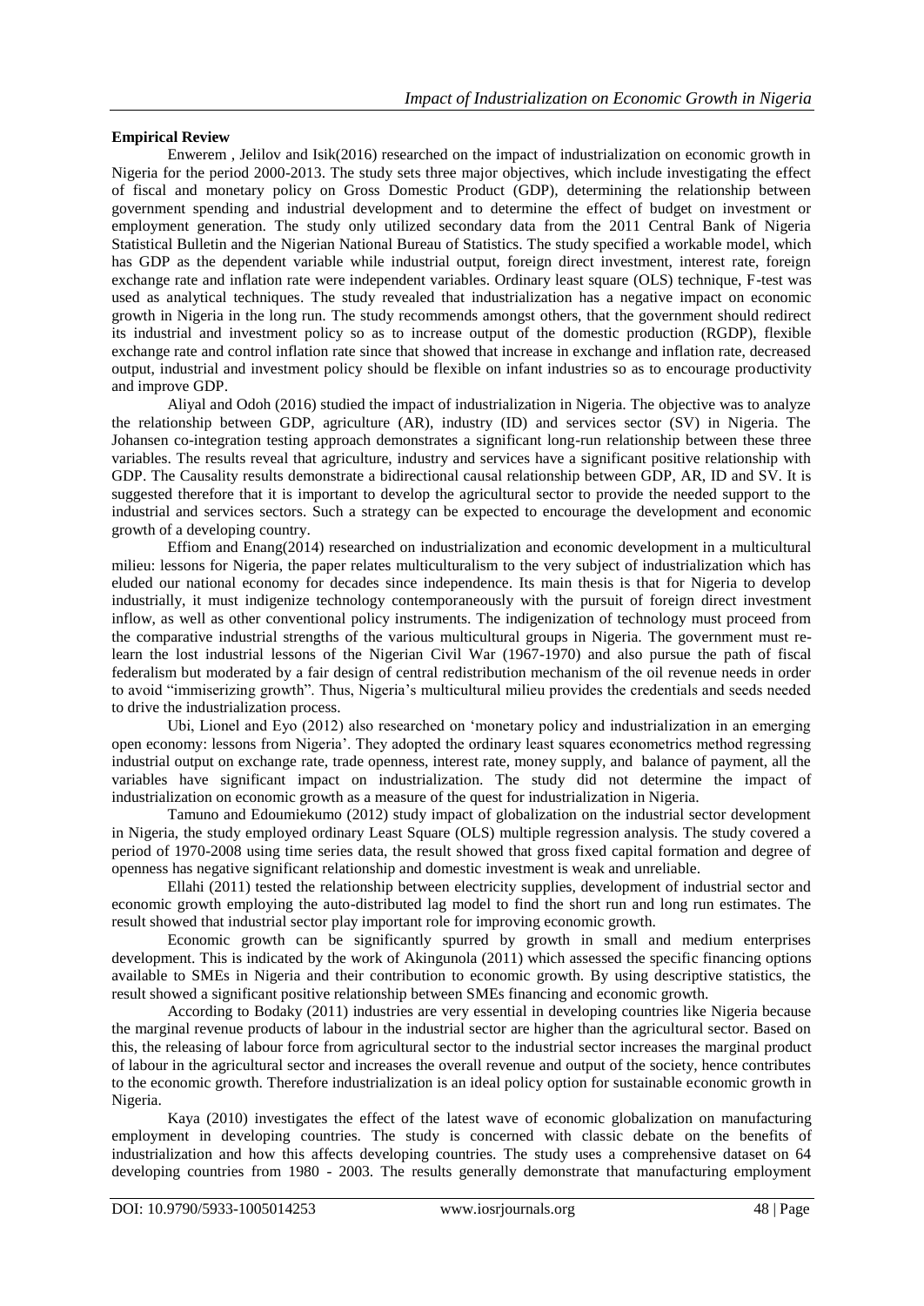**Empirical Review**

Enwerem , Jelilov and Isik(2016) researched on the impact of industrialization on economic growth in Nigeria for the period 2000-2013. The study sets three major objectives, which include investigating the effect of fiscal and monetary policy on Gross Domestic Product (GDP), determining the relationship between government spending and industrial development and to determine the effect of budget on investment or employment generation. The study only utilized secondary data from the 2011 Central Bank of Nigeria Statistical Bulletin and the Nigerian National Bureau of Statistics. The study specified a workable model, which has GDP as the dependent variable while industrial output, foreign direct investment, interest rate, foreign exchange rate and inflation rate were independent variables. Ordinary least square (OLS) technique, F-test was used as analytical techniques. The study revealed that industrialization has a negative impact on economic growth in Nigeria in the long run. The study recommends amongst others, that the government should redirect its industrial and investment policy so as to increase output of the domestic production (RGDP), flexible exchange rate and control inflation rate since that showed that increase in exchange and inflation rate, decreased output, industrial and investment policy should be flexible on infant industries so as to encourage productivity and improve GDP.

Aliyal and Odoh (2016) studied the impact of industrialization in Nigeria. The objective was to analyze the relationship between GDP, agriculture (AR), industry (ID) and services sector (SV) in Nigeria. The Johansen co-integration testing approach demonstrates a significant long-run relationship between these three variables. The results reveal that agriculture, industry and services have a significant positive relationship with GDP. The Causality results demonstrate a bidirectional causal relationship between GDP, AR, ID and SV. It is suggested therefore that it is important to develop the agricultural sector to provide the needed support to the industrial and services sectors. Such a strategy can be expected to encourage the development and economic growth of a developing country.

Effiom and Enang(2014) researched on industrialization and economic development in a multicultural milieu: lessons for Nigeria, the paper relates multiculturalism to the very subject of industrialization which has eluded our national economy for decades since independence. Its main thesis is that for Nigeria to develop industrially, it must indigenize technology contemporaneously with the pursuit of foreign direct investment inflow, as well as other conventional policy instruments. The indigenization of technology must proceed from the comparative industrial strengths of the various multicultural groups in Nigeria. The government must re-learn the lost industrial lessons of the Nigerian Civil War (1967-1970) and also pursue the path of fiscal federalism but moderated by a fair design of central redistribution mechanism of the oil revenue needs in order to avoid "immiserizing growth". Thus, Nigeria's multicultural milieu provides the credentials and seeds needed to drive the industrialization process.

Ubi, Lionel and Eyo (2012) also researched on 'monetary policy and industrialization in an emerging open economy: lessons from Nigeria'. They adopted the ordinary least squares econometrics method regressing industrial output on exchange rate, trade openness, interest rate, money supply, and balance of payment, all the variables have significant impact on industrialization. The study did not determine the impact of industrialization on economic growth as a measure of the quest for industrialization in Nigeria.

Tamuno and Edoumiekumo (2012) study impact of globalization on the industrial sector development in Nigeria, the study employed ordinary Least Square (OLS) multiple regression analysis. The study covered a period of 1970-2008 using time series data, the result showed that gross fixed capital formation and degree of openness has negative significant relationship and domestic investment is weak and unreliable.

Ellahi (2011) tested the relationship between electricity supplies, development of industrial sector and economic growth employing the auto-distributed lag model to find the short run and long run estimates. The result showed that industrial sector play important role for improving economic growth.

Economic growth can be significantly spurred by growth in small and medium enterprises development. This is indicated by the work of Akingunola (2011) which assessed the specific financing options available to SMEs in Nigeria and their contribution to economic growth. By using descriptive statistics, the result showed a significant positive relationship between SMEs financing and economic growth.

According to Bodaky (2011) industries are very essential in developing countries like Nigeria because the marginal revenue products of labour in the industrial sector are higher than the agricultural sector. Based on this, the releasing of labour force from agricultural sector to the industrial sector increases the marginal product of labour in the agricultural sector and increases the overall revenue and output of the society, hence contributes to the economic growth. Therefore industrialization is an ideal policy option for sustainable economic growth in Nigeria.

Kaya (2010) investigates the effect of the latest wave of economic globalization on manufacturing employment in developing countries. The study is concerned with classic debate on the benefits of industrialization and how this affects developing countries. The study uses a comprehensive dataset on 64 developing countries from 1980 - 2003. The results generally demonstrate that manufacturing employment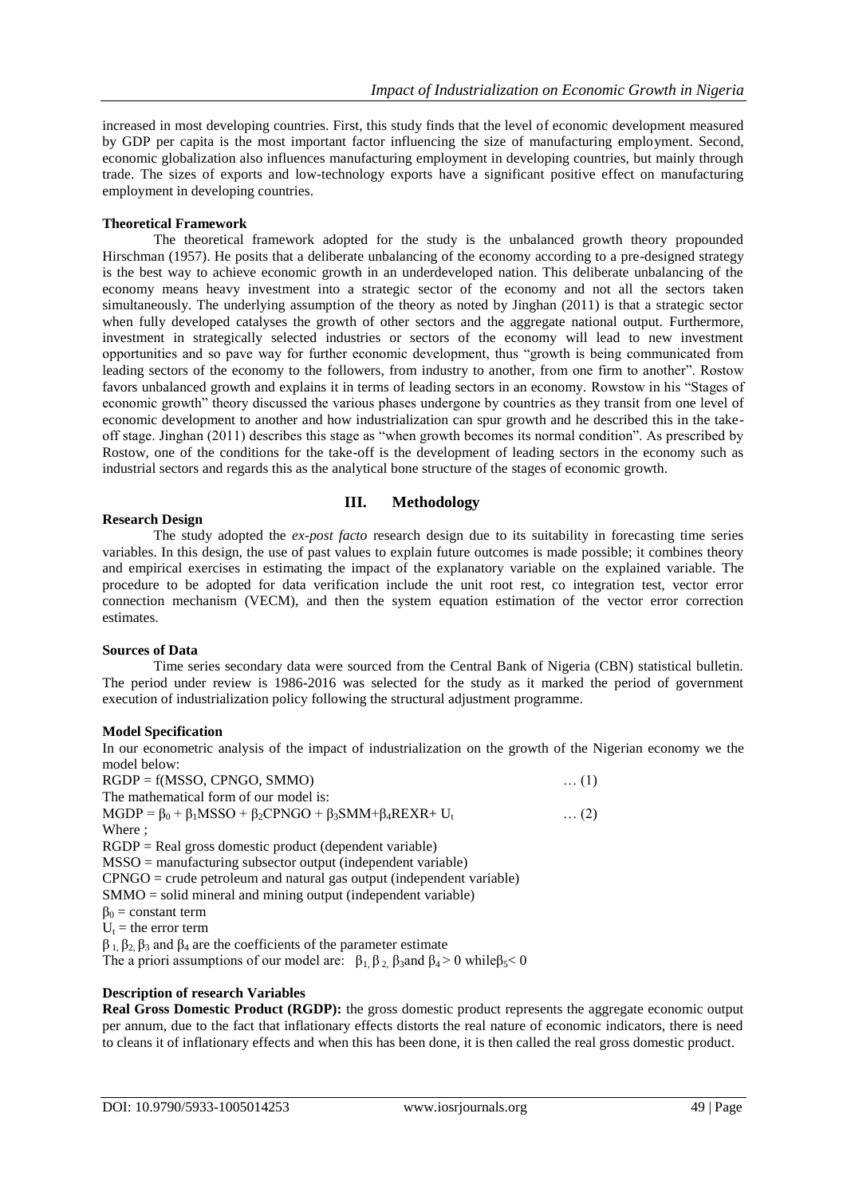increased in most developing countries. First, this study finds that the level of economic development measured by GDP per capita is the most important factor influencing the size of manufacturing employment. Second, economic globalization also influences manufacturing employment in developing countries, but mainly through trade. The sizes of exports and low-technology exports have a significant positive effect on manufacturing employment in developing countries.

**Theoretical Framework**

The theoretical framework adopted for the study is the unbalanced growth theory propounded Hirschman (1957). He posits that a deliberate unbalancing of the economy according to a pre-designed strategy is the best way to achieve economic growth in an underdeveloped nation. This deliberate unbalancing of the economy means heavy investment into a strategic sector of the economy and not all the sectors taken simultaneously. The underlying assumption of the theory as noted by Jinghan (2011) is that a strategic sector when fully developed catalyses the growth of other sectors and the aggregate national output. Furthermore, investment in strategically selected industries or sectors of the economy will lead to new investment opportunities and so pave way for further economic development, thus "growth is being communicated from leading sectors of the economy to the followers, from industry to another, from one firm to another". Rostow favors unbalanced growth and explains it in terms of leading sectors in an economy. Rowstow in his "Stages of economic growth" theory discussed the various phases undergone by countries as they transit from one level of economic development to another and how industrialization can spur growth and he described this in the take-off stage. Jinghan (2011) describes this stage as "when growth becomes its normal condition". As prescribed by Rostow, one of the conditions for the take-off is the development of leading sectors in the economy such as industrial sectors and regards this as the analytical bone structure of the stages of economic growth.

## III. Methodology

**Research Design**

The study adopted the *ex-post facto* research design due to its suitability in forecasting time series variables. In this design, the use of past values to explain future outcomes is made possible; it combines theory and empirical exercises in estimating the impact of the explanatory variable on the explained variable. The procedure to be adopted for data verification include the unit root rest, co integration test, vector error connection mechanism (VECM), and then the system equation estimation of the vector error correction estimates.

**Sources of Data**

Time series secondary data were sourced from the Central Bank of Nigeria (CBN) statistical bulletin. The period under review is 1986-2016 was selected for the study as it marked the period of government execution of industrialization policy following the structural adjustment programme.

**Model Specification**

In our econometric analysis of the impact of industrialization on the growth of the Nigerian economy we the model below:

RGDP = f(MSSO, CPNGO, SMMO) … (1)

The mathematical form of our model is:

$$MGDP = \beta_0 + \beta_1 MSSO + \beta_2 CPNGO + \beta_3 SMM + \beta_4 REXR + U_t \quad \ldots (2)$$

Where ;

RGDP = Real gross domestic product (dependent variable)

MSSO = manufacturing subsector output (independent variable)

CPNGO = crude petroleum and natural gas output (independent variable)

SMMO = solid mineral and mining output (independent variable)

$\beta_0$ = constant term

$U_t$ = the error term

$\beta_1, \beta_2, \beta_3$ and $\beta_4$ are the coefficients of the parameter estimate

The a priori assumptions of our model are: $\beta_1, \beta_2, \beta_3$ and $\beta_4 > 0$ while $\beta_5 < 0$

**Description of research Variables**

**Real Gross Domestic Product (RGDP):** the gross domestic product represents the aggregate economic output per annum, due to the fact that inflationary effects distorts the real nature of economic indicators, there is need to cleans it of inflationary effects and when this has been done, it is then called the real gross domestic product.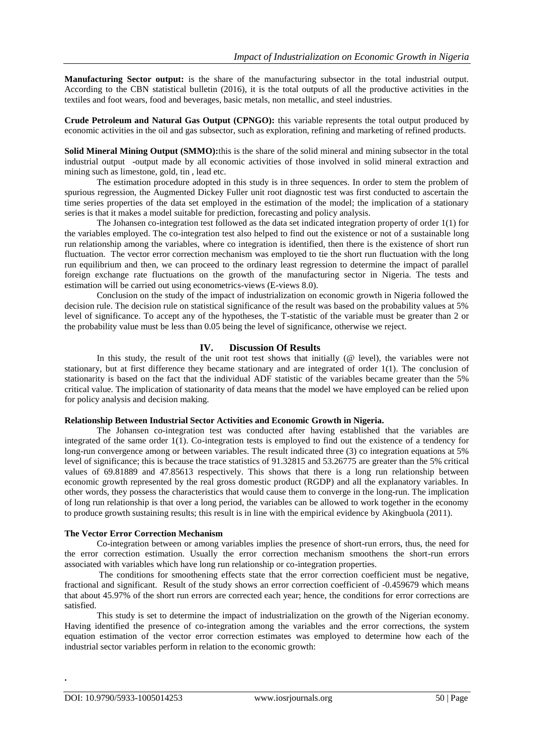**Manufacturing Sector output:** is the share of the manufacturing subsector in the total industrial output. According to the CBN statistical bulletin (2016), it is the total outputs of all the productive activities in the textiles and foot wears, food and beverages, basic metals, non metallic, and steel industries.

**Crude Petroleum and Natural Gas Output (CPNGO):** this variable represents the total output produced by economic activities in the oil and gas subsector, such as exploration, refining and marketing of refined products.

**Solid Mineral Mining Output (SMMO):**this is the share of the solid mineral and mining subsector in the total industrial output -output made by all economic activities of those involved in solid mineral extraction and mining such as limestone, gold, tin , lead etc.

The estimation procedure adopted in this study is in three sequences. In order to stem the problem of spurious regression, the Augmented Dickey Fuller unit root diagnostic test was first conducted to ascertain the time series properties of the data set employed in the estimation of the model; the implication of a stationary series is that it makes a model suitable for prediction, forecasting and policy analysis.

The Johansen co-integration test followed as the data set indicated integration property of order 1(1) for the variables employed. The co-integration test also helped to find out the existence or not of a sustainable long run relationship among the variables, where co integration is identified, then there is the existence of short run fluctuation. The vector error correction mechanism was employed to tie the short run fluctuation with the long run equilibrium and then, we can proceed to the ordinary least regression to determine the impact of parallel foreign exchange rate fluctuations on the growth of the manufacturing sector in Nigeria. The tests and estimation will be carried out using econometrics-views (E-views 8.0).

Conclusion on the study of the impact of industrialization on economic growth in Nigeria followed the decision rule. The decision rule on statistical significance of the result was based on the probability values at 5% level of significance. To accept any of the hypotheses, the T-statistic of the variable must be greater than 2 or the probability value must be less than 0.05 being the level of significance, otherwise we reject.

## IV. Discussion Of Results

In this study, the result of the unit root test shows that initially (@ level), the variables were not stationary, but at first difference they became stationary and are integrated of order 1(1). The conclusion of stationarity is based on the fact that the individual ADF statistic of the variables became greater than the 5% critical value. The implication of stationarity of data means that the model we have employed can be relied upon for policy analysis and decision making.

### Relationship Between Industrial Sector Activities and Economic Growth in Nigeria.

The Johansen co-integration test was conducted after having established that the variables are integrated of the same order 1(1). Co-integration tests is employed to find out the existence of a tendency for long-run convergence among or between variables. The result indicated three (3) co integration equations at 5% level of significance; this is because the trace statistics of 91.32815 and 53.26775 are greater than the 5% critical values of 69.81889 and 47.85613 respectively. This shows that there is a long run relationship between economic growth represented by the real gross domestic product (RGDP) and all the explanatory variables. In other words, they possess the characteristics that would cause them to converge in the long-run. The implication of long run relationship is that over a long period, the variables can be allowed to work together in the economy to produce growth sustaining results; this result is in line with the empirical evidence by Akingbuola (2011).

### The Vector Error Correction Mechanism

Co-integration between or among variables implies the presence of short-run errors, thus, the need for the error correction estimation. Usually the error correction mechanism smoothens the short-run errors associated with variables which have long run relationship or co-integration properties.

The conditions for smoothening effects state that the error correction coefficient must be negative, fractional and significant. Result of the study shows an error correction coefficient of -0.459679 which means that about 45.97% of the short run errors are corrected each year; hence, the conditions for error corrections are satisfied.

This study is set to determine the impact of industrialization on the growth of the Nigerian economy. Having identified the presence of co-integration among the variables and the error corrections, the system equation estimation of the vector error correction estimates was employed to determine how each of the industrial sector variables perform in relation to the economic growth: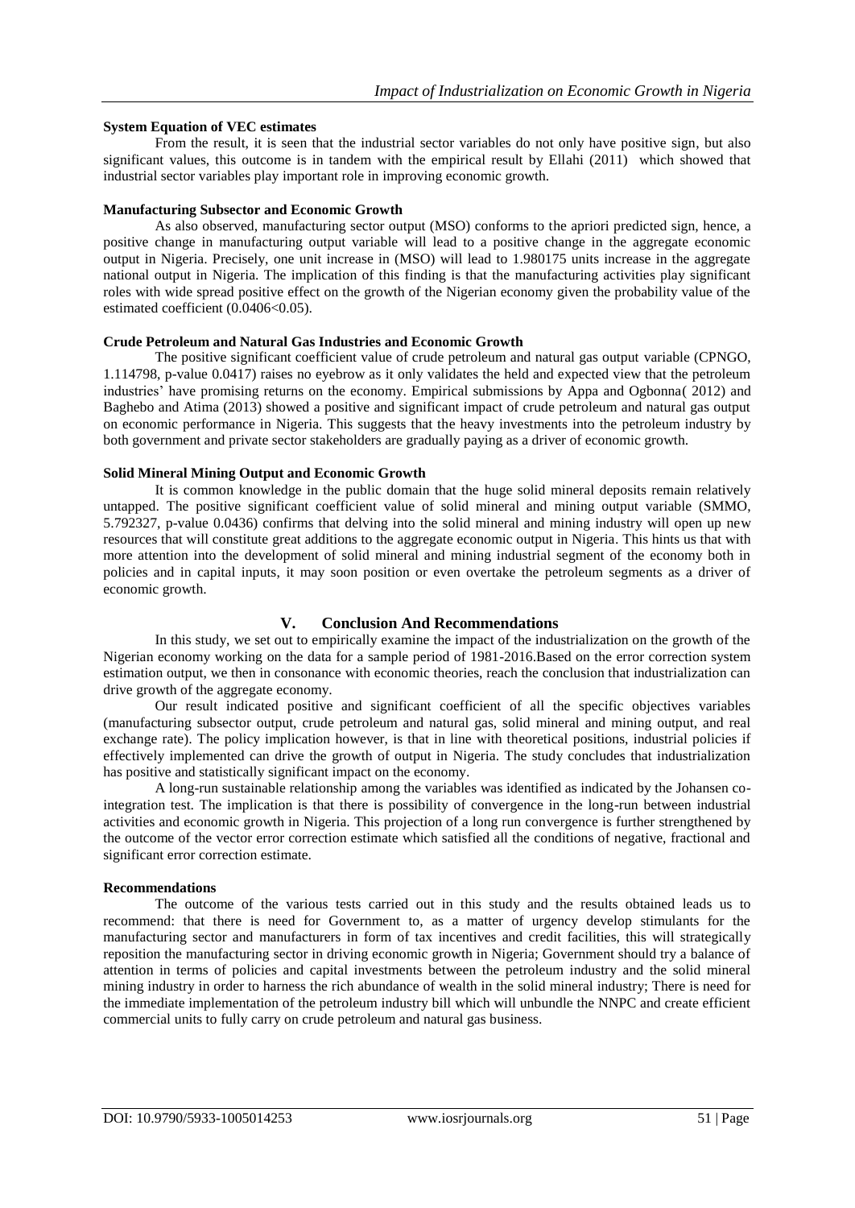**System Equation of VEC estimates**

From the result, it is seen that the industrial sector variables do not only have positive sign, but also significant values, this outcome is in tandem with the empirical result by Ellahi (2011) which showed that industrial sector variables play important role in improving economic growth.

**Manufacturing Subsector and Economic Growth**

As also observed, manufacturing sector output (MSO) conforms to the apriori predicted sign, hence, a positive change in manufacturing output variable will lead to a positive change in the aggregate economic output in Nigeria. Precisely, one unit increase in (MSO) will lead to 1.980175 units increase in the aggregate national output in Nigeria. The implication of this finding is that the manufacturing activities play significant roles with wide spread positive effect on the growth of the Nigerian economy given the probability value of the estimated coefficient (0.0406<0.05).

**Crude Petroleum and Natural Gas Industries and Economic Growth**

The positive significant coefficient value of crude petroleum and natural gas output variable (CPNGO, 1.114798, p-value 0.0417) raises no eyebrow as it only validates the held and expected view that the petroleum industries' have promising returns on the economy. Empirical submissions by Appa and Ogbonna( 2012) and Baghebo and Atima (2013) showed a positive and significant impact of crude petroleum and natural gas output on economic performance in Nigeria. This suggests that the heavy investments into the petroleum industry by both government and private sector stakeholders are gradually paying as a driver of economic growth.

**Solid Mineral Mining Output and Economic Growth**

It is common knowledge in the public domain that the huge solid mineral deposits remain relatively untapped. The positive significant coefficient value of solid mineral and mining output variable (SMMO, 5.792327, p-value 0.0436) confirms that delving into the solid mineral and mining industry will open up new resources that will constitute great additions to the aggregate economic output in Nigeria. This hints us that with more attention into the development of solid mineral and mining industrial segment of the economy both in policies and in capital inputs, it may soon position or even overtake the petroleum segments as a driver of economic growth.

## V. Conclusion And Recommendations

In this study, we set out to empirically examine the impact of the industrialization on the growth of the Nigerian economy working on the data for a sample period of 1981-2016.Based on the error correction system estimation output, we then in consonance with economic theories, reach the conclusion that industrialization can drive growth of the aggregate economy.

Our result indicated positive and significant coefficient of all the specific objectives variables (manufacturing subsector output, crude petroleum and natural gas, solid mineral and mining output, and real exchange rate). The policy implication however, is that in line with theoretical positions, industrial policies if effectively implemented can drive the growth of output in Nigeria. The study concludes that industrialization has positive and statistically significant impact on the economy.

A long-run sustainable relationship among the variables was identified as indicated by the Johansen co-integration test. The implication is that there is possibility of convergence in the long-run between industrial activities and economic growth in Nigeria. This projection of a long run convergence is further strengthened by the outcome of the vector error correction estimate which satisfied all the conditions of negative, fractional and significant error correction estimate.

**Recommendations**

The outcome of the various tests carried out in this study and the results obtained leads us to recommend: that there is need for Government to, as a matter of urgency develop stimulants for the manufacturing sector and manufacturers in form of tax incentives and credit facilities, this will strategically reposition the manufacturing sector in driving economic growth in Nigeria; Government should try a balance of attention in terms of policies and capital investments between the petroleum industry and the solid mineral mining industry in order to harness the rich abundance of wealth in the solid mineral industry; There is need for the immediate implementation of the petroleum industry bill which will unbundle the NNPC and create efficient commercial units to fully carry on crude petroleum and natural gas business.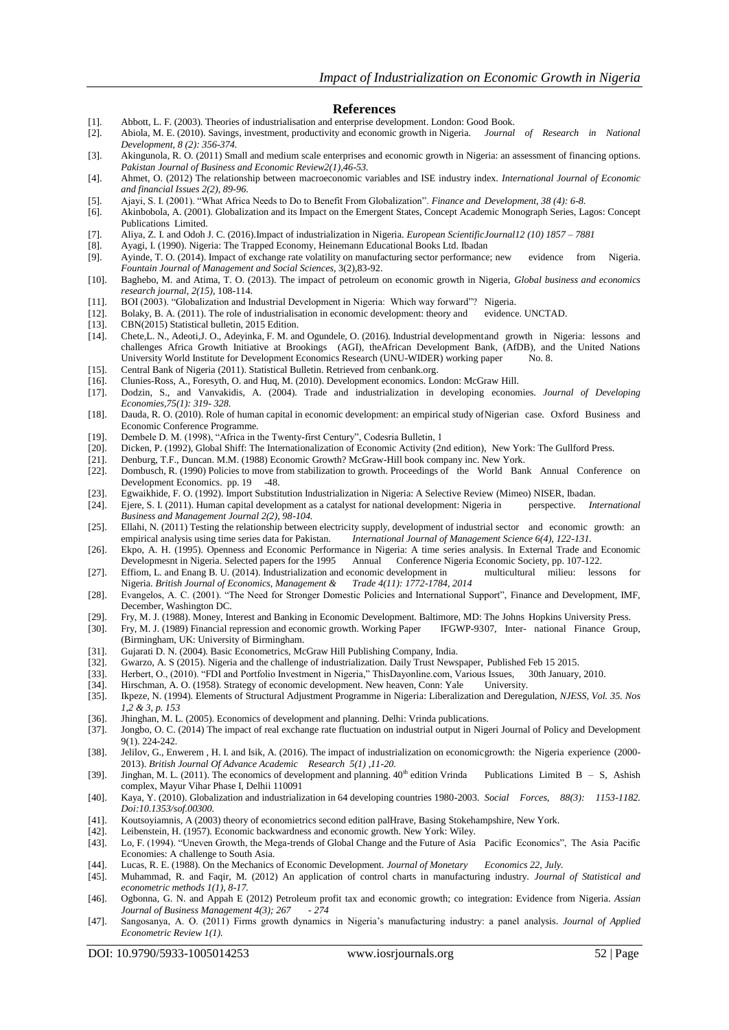## References

[1]. Abbott, L. F. (2003). Theories of industrialisation and enterprise development. London: Good Book.

[2]. Abiola, M. E. (2010). Savings, investment, productivity and economic growth in Nigeria. *Journal of Research in National Development, 8 (2): 356-374.*

[3]. Akingunola, R. O. (2011) Small and medium scale enterprises and economic growth in Nigeria: an assessment of financing options. *Pakistan Journal of Business and Economic Review2(1),46-53.*

[4]. Ahmet, O. (2012) The relationship between macroeconomic variables and ISE industry index. *International Journal of Economic and financial Issues 2(2), 89-96.*

[5]. Ajayi, S. I. (2001). "What Africa Needs to Do to Benefit From Globalization". *Finance and Development, 38 (4): 6-8.*

[6]. Akinbobola, A. (2001). Globalization and its Impact on the Emergent States, Concept Academic Monograph Series, Lagos: Concept Publications Limited.

[7]. Aliya, Z. I. and Odoh J. C. (2016).Impact of industrialization in Nigeria. *European ScientificJournal12 (10) 1857 – 7881*

[8]. Ayagi, I. (1990). Nigeria: The Trapped Economy, Heinemann Educational Books Ltd. Ibadan

[9]. Ayinde, T. O. (2014). Impact of exchange rate volatility on manufacturing sector performance; new evidence from Nigeria. *Fountain Journal of Management and Social Sciences,* 3(2),83-92.

[10]. Baghebo, M. and Atima, T. O. (2013). The impact of petroleum on economic growth in Nigeria, *Global business and economics research journal, 2(15),* 108-114.

[11]. BOI (2003). "Globalization and Industrial Development in Nigeria: Which way forward"? Nigeria.

[12]. Bolaky, B. A. (2011). The role of industrialisation in economic development: theory and evidence. UNCTAD.

[13]. CBN(2015) Statistical bulletin, 2015 Edition.

[14]. Chete,L. N., Adeoti,J. O., Adeyinka, F. M. and Ogundele, O. (2016). Industrial developmentand growth in Nigeria: lessons and challenges Africa Growth Initiative at Brookings (AGI), theAfrican Development Bank, (AfDB), and the United Nations University World Institute for Development Economics Research (UNU-WIDER) working paper No. 8.

[15]. Central Bank of Nigeria (2011). Statistical Bulletin. Retrieved from cenbank.org.

[16]. Clunies-Ross, A., Foresyth, O. and Huq, M. (2010). Development economics. London: McGraw Hill.

[17]. Dodzin, S., and Vanvakidis, A. (2004). Trade and industrialization in developing economies. *Journal of Developing Economies,75(1): 319- 328.*

[18]. Dauda, R. O. (2010). Role of human capital in economic development: an empirical study ofNigerian case. Oxford Business and Economic Conference Programme.

[19]. Dembele D. M. (1998), "Africa in the Twenty-first Century", Codesria Bulletin, 1

[20]. Dicken, P. (1992), Global Shiff: The Internationalization of Economic Activity (2nd edition), New York: The Gullford Press.

[21]. Denburg, T.F., Duncan. M.M. (1988) Economic Growth? McGraw-Hill book company inc. New York.

[22]. Dombusch, R. (1990) Policies to move from stabilization to growth. Proceedings of the World Bank Annual Conference on Development Economics. pp. 19 -48.

[23]. Egwaikhide, F. O. (1992). Import Substitution Industrialization in Nigeria: A Selective Review (Mimeo) NISER, Ibadan.

[24]. Ejere, S. I. (2011). Human capital development as a catalyst for national development: Nigeria in perspective. *International Business and Management Journal 2(2), 98-104.*

[25]. Ellahi, N. (2011) Testing the relationship between electricity supply, development of industrial sector and economic growth: an empirical analysis using time series data for Pakistan. *International Journal of Management Science 6(4), 122-131.*

[26]. Ekpo, A. H. (1995). Openness and Economic Performance in Nigeria: A time series analysis. In External Trade and Economic Developmesnt in Nigeria. Selected papers for the 1995 Annual Conference Nigeria Economic Society, pp. 107-122.

[27]. Effiom, L. and Enang B. U. (2014). Industrialization and economic development in multicultural milieu: lessons for Nigeria. *British Journal of Economics, Management & Trade 4(11): 1772-1784, 2014*

[28]. Evangelos, A. C. (2001). "The Need for Stronger Domestic Policies and International Support", Finance and Development, IMF, December, Washington DC.

[29]. Fry, M. J. (1988). Money, Interest and Banking in Economic Development. Baltimore, MD: The Johns Hopkins University Press.

[30]. Fry, M. J. (1989) Financial repression and economic growth. Working Paper IFGWP-9307, Inter- national Finance Group, (Birmingham, UK: University of Birmingham.

[31]. Gujarati D. N. (2004). Basic Econometrics, McGraw Hill Publishing Company, India.

[32]. Gwarzo, A. S (2015). Nigeria and the challenge of industrialization. Daily Trust Newspaper, Published Feb 15 2015.

[33]. Herbert, O., (2010). "FDI and Portfolio Investment in Nigeria," ThisDayonline.com, Various Issues, 30th January, 2010.

[34]. Hirschman, A. O. (1958). Strategy of economic development. New heaven, Conn: Yale University.

[35]. Ikpeze, N. (1994). Elements of Structural Adjustment Programme in Nigeria: Liberalization and Deregulation, *NJESS, Vol. 35. Nos 1,2 & 3, p. 153*

[36]. Jhinghan, M. L. (2005). Economics of development and planning. Delhi: Vrinda publications.

[37]. Jongbo, O. C. (2014) The impact of real exchange rate fluctuation on industrial output in Nigeri Journal of Policy and Development 9(1). 224-242.

[38]. Jelilov, G., Enwerem , H. I. and Isik, A. (2016). The impact of industrialization on economicgrowth: the Nigeria experience (2000-2013). *British Journal Of Advance Academic Research 5(1) ,11-20.*

[39]. Jinghan, M. L. (2011). The economics of development and planning. 40th edition Vrinda Publications Limited B – S, Ashish complex, Mayur Vihar Phase I, Delhii 110091

[40]. Kaya, Y. (2010). Globalization and industrialization in 64 developing countries 1980-2003. *Social Forces, 88(3): 1153-1182. Doi:10.1353/sof.00300.*

[41]. Koutsoyiamnis, A (2003) theory of economietrics second edition palHrave, Basing Stokehampshire, New York.

[42]. Leibenstein, H. (1957). Economic backwardness and economic growth. New York: Wiley.

[43]. Lo, F. (1994). "Uneven Growth, the Mega-trends of Global Change and the Future of Asia Pacific Economics", The Asia Pacific Economies: A challenge to South Asia.

[44]. Lucas, R. E. (1988). On the Mechanics of Economic Development. *Journal of Monetary Economics 22, July.*

[45]. Muhammad, R. and Faqir, M. (2012) An application of control charts in manufacturing industry. *Journal of Statistical and econometric methods 1(1), 8-17.*

[46]. Ogbonna, G. N. and Appah E (2012) Petroleum profit tax and economic growth; co integration: Evidence from Nigeria. *Assian Journal of Business Management 4(3); 267 - 274*

[47]. Sangosanya, A. O. (2011) Firms growth dynamics in Nigeria's manufacturing industry: a panel analysis. *Journal of Applied Econometric Review 1(1).*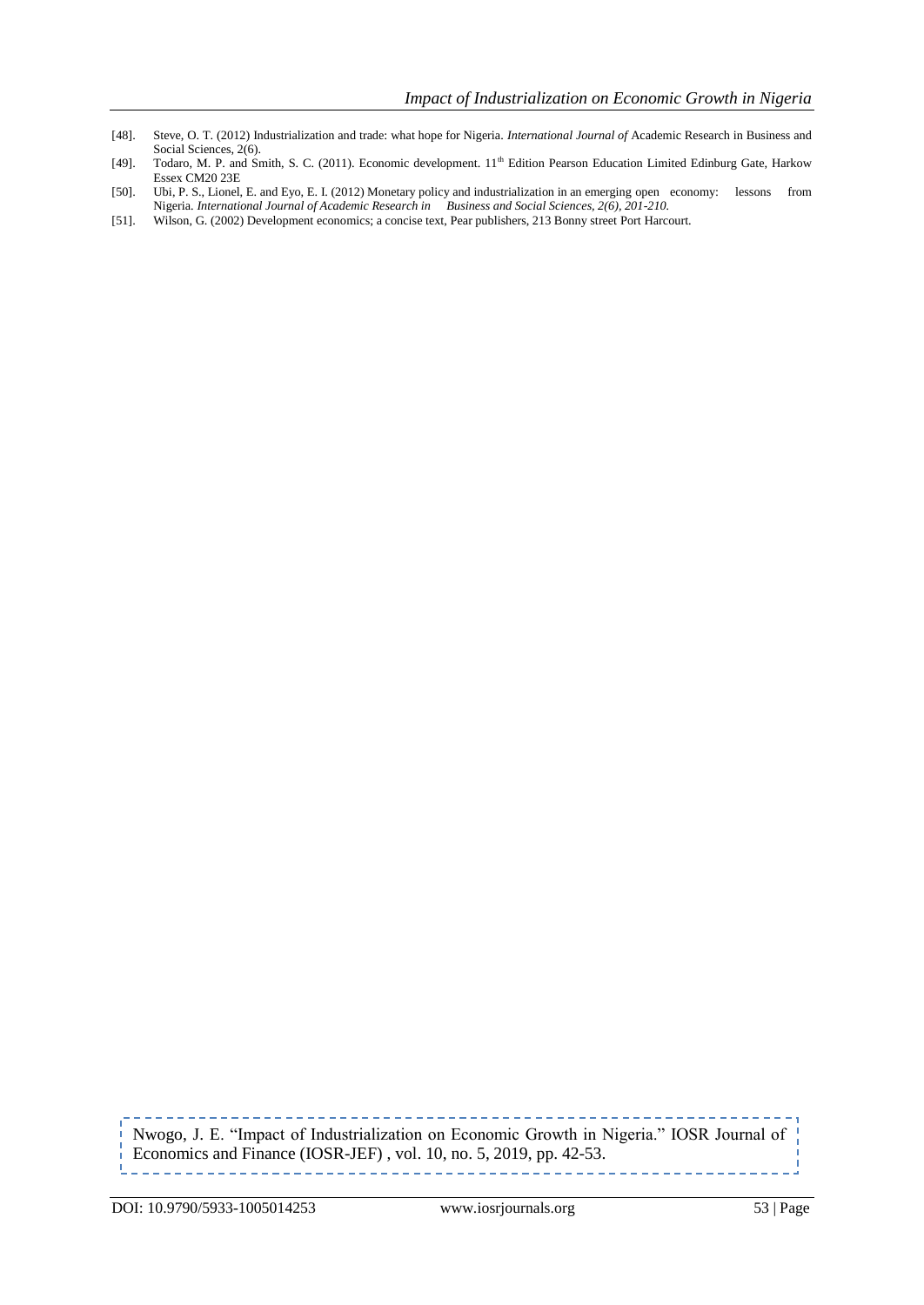[48]. Steve, O. T. (2012) Industrialization and trade: what hope for Nigeria. *International Journal of* Academic Research in Business and Social Sciences, 2(6).

[49]. Todaro, M. P. and Smith, S. C. (2011). Economic development. 11th Edition Pearson Education Limited Edinburg Gate, Harkow Essex CM20 23E

[50]. Ubi, P. S., Lionel, E. and Eyo, E. I. (2012) Monetary policy and industrialization in an emerging open economy: lessons from Nigeria. *International Journal of Academic Research in Business and Social Sciences, 2(6), 201-210.*

[51]. Wilson, G. (2002) Development economics; a concise text, Pear publishers, 213 Bonny street Port Harcourt.

Nwogo, J. E. "Impact of Industrialization on Economic Growth in Nigeria." IOSR Journal of Economics and Finance (IOSR-JEF) , vol. 10, no. 5, 2019, pp. 42-53.